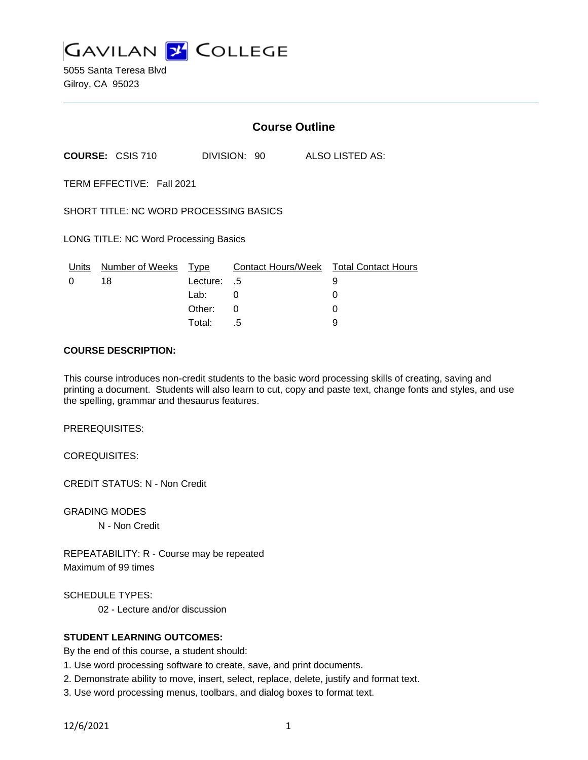# GAVILAN COLLEGE

5055 Santa Teresa Blvd
Gilroy, CA 95023

## Course Outline

**COURSE:** CSIS 710 DIVISION: 90 ALSO LISTED AS:

TERM EFFECTIVE: Fall 2021

SHORT TITLE: NC WORD PROCESSING BASICS

LONG TITLE: NC Word Processing Basics

| Units | Number of Weeks | Type | Contact Hours/Week | Total Contact Hours |
|---|---|---|---|---|
| 0 | 18 | Lecture: | .5 | 9 |
| | | Lab: | 0 | 0 |
| | | Other: | 0 | 0 |
| | | Total: | .5 | 9 |

**COURSE DESCRIPTION:**

This course introduces non-credit students to the basic word processing skills of creating, saving and printing a document. Students will also learn to cut, copy and paste text, change fonts and styles, and use the spelling, grammar and thesaurus features.

PREREQUISITES:

COREQUISITES:

CREDIT STATUS: N - Non Credit

GRADING MODES

N - Non Credit

REPEATABILITY: R - Course may be repeated
Maximum of 99 times

SCHEDULE TYPES:

02 - Lecture and/or discussion

**STUDENT LEARNING OUTCOMES:**

By the end of this course, a student should:

1. Use word processing software to create, save, and print documents.
2. Demonstrate ability to move, insert, select, replace, delete, justify and format text.
3. Use word processing menus, toolbars, and dialog boxes to format text.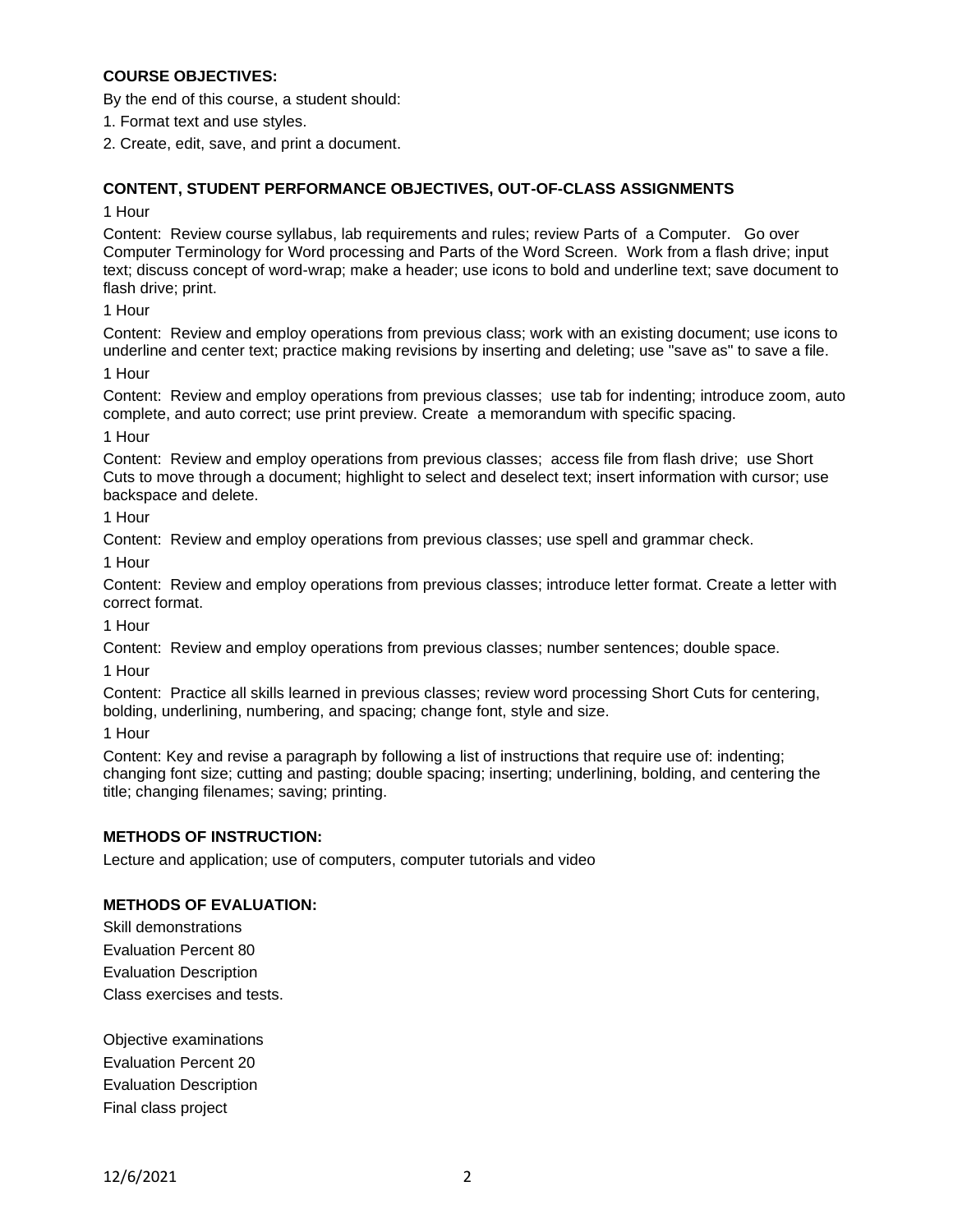**COURSE OBJECTIVES:**

By the end of this course, a student should:

1. Format text and use styles.
2. Create, edit, save, and print a document.

**CONTENT, STUDENT PERFORMANCE OBJECTIVES, OUT-OF-CLASS ASSIGNMENTS**

1 Hour

Content: Review course syllabus, lab requirements and rules; review Parts of a Computer. Go over Computer Terminology for Word processing and Parts of the Word Screen. Work from a flash drive; input text; discuss concept of word-wrap; make a header; use icons to bold and underline text; save document to flash drive; print.

1 Hour

Content: Review and employ operations from previous class; work with an existing document; use icons to underline and center text; practice making revisions by inserting and deleting; use "save as" to save a file.

1 Hour

Content: Review and employ operations from previous classes; use tab for indenting; introduce zoom, auto complete, and auto correct; use print preview. Create a memorandum with specific spacing.

1 Hour

Content: Review and employ operations from previous classes; access file from flash drive; use Short Cuts to move through a document; highlight to select and deselect text; insert information with cursor; use backspace and delete.

1 Hour

Content: Review and employ operations from previous classes; use spell and grammar check.

1 Hour

Content: Review and employ operations from previous classes; introduce letter format. Create a letter with correct format.

1 Hour

Content: Review and employ operations from previous classes; number sentences; double space.

1 Hour

Content: Practice all skills learned in previous classes; review word processing Short Cuts for centering, bolding, underlining, numbering, and spacing; change font, style and size.

1 Hour

Content: Key and revise a paragraph by following a list of instructions that require use of: indenting; changing font size; cutting and pasting; double spacing; inserting; underlining, bolding, and centering the title; changing filenames; saving; printing.

**METHODS OF INSTRUCTION:**

Lecture and application; use of computers, computer tutorials and video

**METHODS OF EVALUATION:**

Skill demonstrations
Evaluation Percent 80
Evaluation Description
Class exercises and tests.

Objective examinations
Evaluation Percent 20
Evaluation Description
Final class project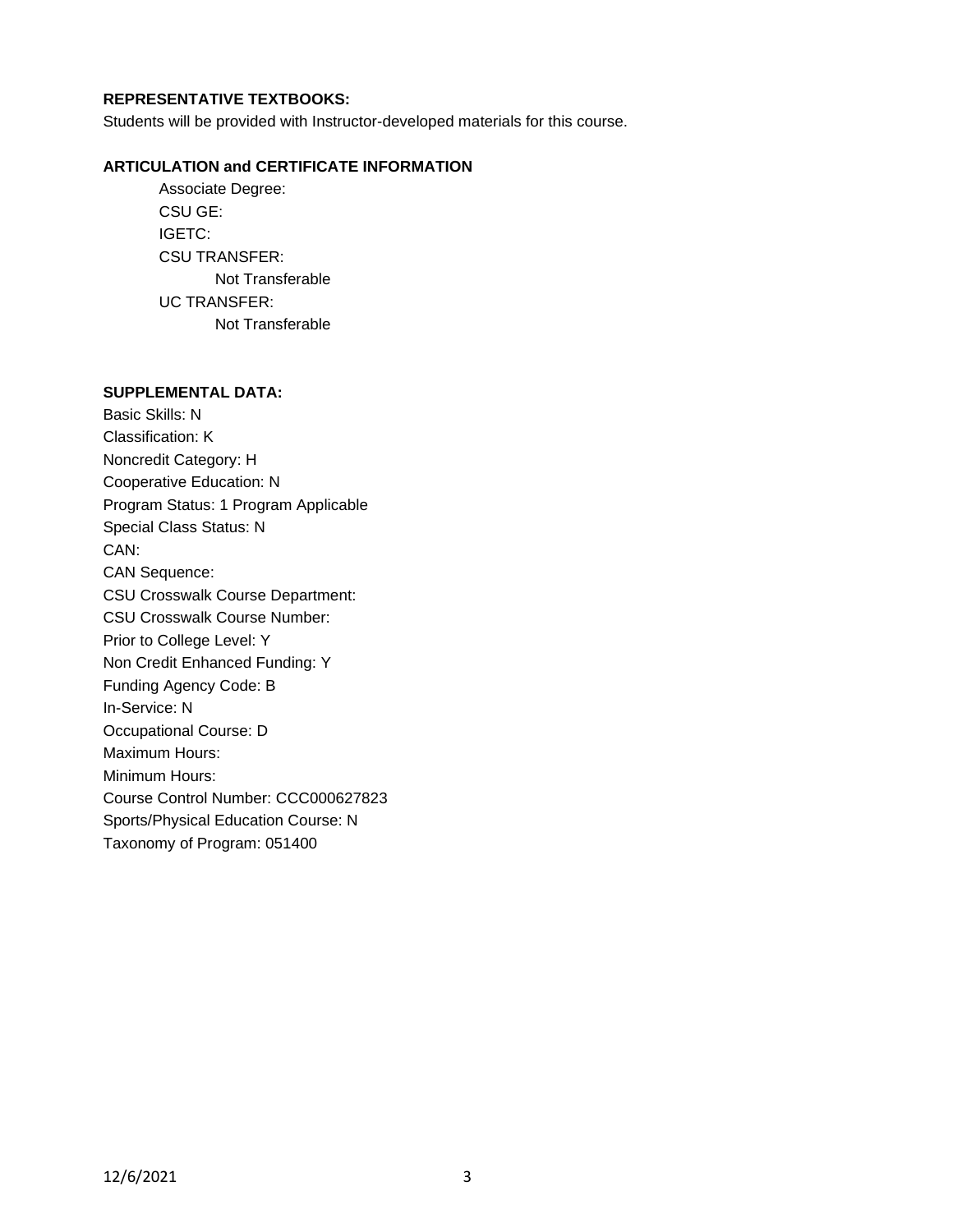**REPRESENTATIVE TEXTBOOKS:**

Students will be provided with Instructor-developed materials for this course.

**ARTICULATION and CERTIFICATE INFORMATION**

Associate Degree:
CSU GE:
IGETC:
CSU TRANSFER:
Not Transferable
UC TRANSFER:
Not Transferable

**SUPPLEMENTAL DATA:**

Basic Skills: N
Classification: K
Noncredit Category: H
Cooperative Education: N
Program Status: 1 Program Applicable
Special Class Status: N
CAN:
CAN Sequence:
CSU Crosswalk Course Department:
CSU Crosswalk Course Number:
Prior to College Level: Y
Non Credit Enhanced Funding: Y
Funding Agency Code: B
In-Service: N
Occupational Course: D
Maximum Hours:
Minimum Hours:
Course Control Number: CCC000627823
Sports/Physical Education Course: N
Taxonomy of Program: 051400